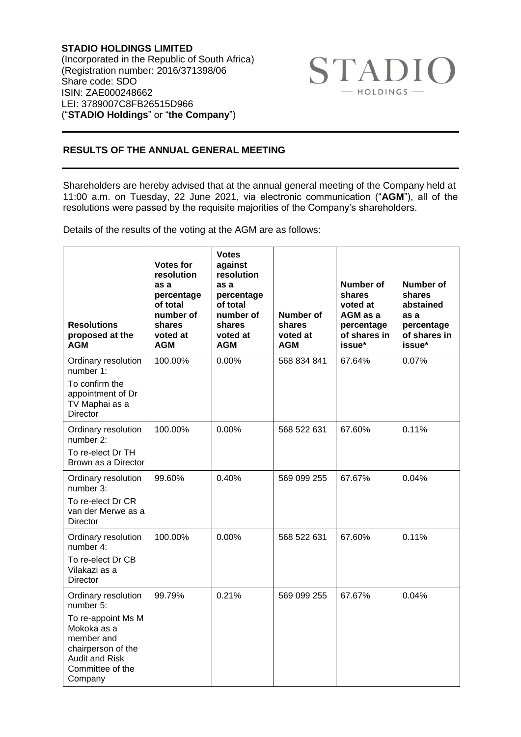**STADIO HOLDINGS LIMITED**
(Incorporated in the Republic of South Africa)
(Registration number: 2016/371398/06
Share code: SDO
ISIN: ZAE000248662
LEI: 3789007C8FB26515D966
("**STADIO Holdings**" or "**the Company**")

STADIO HOLDINGS

## RESULTS OF THE ANNUAL GENERAL MEETING

Shareholders are hereby advised that at the annual general meeting of the Company held at 11:00 a.m. on Tuesday, 22 June 2021, via electronic communication ("**AGM**"), all of the resolutions were passed by the requisite majorities of the Company's shareholders.

Details of the results of the voting at the AGM are as follows:

| Resolutions proposed at the AGM | Votes for resolution as a percentage of total number of shares voted at AGM | Votes against resolution as a percentage of total number of shares voted at AGM | Number of shares voted at AGM | Number of shares voted at AGM as a percentage of shares in issue* | Number of shares abstained as a percentage of shares in issue* |
|---|---|---|---|---|---|
| Ordinary resolution number 1: To confirm the appointment of Dr TV Maphai as a Director | 100.00% | 0.00% | 568 834 841 | 67.64% | 0.07% |
| Ordinary resolution number 2: To re-elect Dr TH Brown as a Director | 100.00% | 0.00% | 568 522 631 | 67.60% | 0.11% |
| Ordinary resolution number 3: To re-elect Dr CR van der Merwe as a Director | 99.60% | 0.40% | 569 099 255 | 67.67% | 0.04% |
| Ordinary resolution number 4: To re-elect Dr CB Vilakazi as a Director | 100.00% | 0.00% | 568 522 631 | 67.60% | 0.11% |
| Ordinary resolution number 5: To re-appoint Ms M Mokoka as a member and chairperson of the Audit and Risk Committee of the Company | 99.79% | 0.21% | 569 099 255 | 67.67% | 0.04% |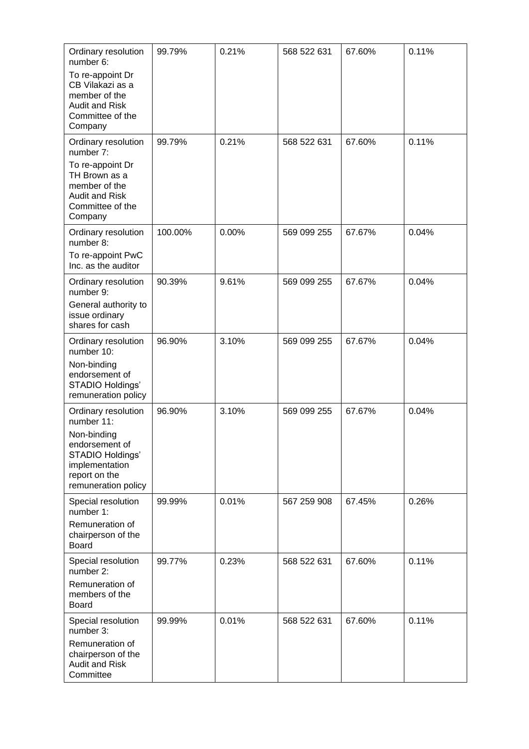| Ordinary resolution number 6: To re-appoint Dr CB Vilakazi as a member of the Audit and Risk Committee of the Company | 99.79% | 0.21% | 568 522 631 | 67.60% | 0.11% |
|---|---|---|---|---|---|
| Ordinary resolution number 7: To re-appoint Dr TH Brown as a member of the Audit and Risk Committee of the Company | 99.79% | 0.21% | 568 522 631 | 67.60% | 0.11% |
| Ordinary resolution number 8: To re-appoint PwC Inc. as the auditor | 100.00% | 0.00% | 569 099 255 | 67.67% | 0.04% |
| Ordinary resolution number 9: General authority to issue ordinary shares for cash | 90.39% | 9.61% | 569 099 255 | 67.67% | 0.04% |
| Ordinary resolution number 10: Non-binding endorsement of STADIO Holdings' remuneration policy | 96.90% | 3.10% | 569 099 255 | 67.67% | 0.04% |
| Ordinary resolution number 11: Non-binding endorsement of STADIO Holdings' implementation report on the remuneration policy | 96.90% | 3.10% | 569 099 255 | 67.67% | 0.04% |
| Special resolution number 1: Remuneration of chairperson of the Board | 99.99% | 0.01% | 567 259 908 | 67.45% | 0.26% |
| Special resolution number 2: Remuneration of members of the Board | 99.77% | 0.23% | 568 522 631 | 67.60% | 0.11% |
| Special resolution number 3: Remuneration of chairperson of the Audit and Risk Committee | 99.99% | 0.01% | 568 522 631 | 67.60% | 0.11% |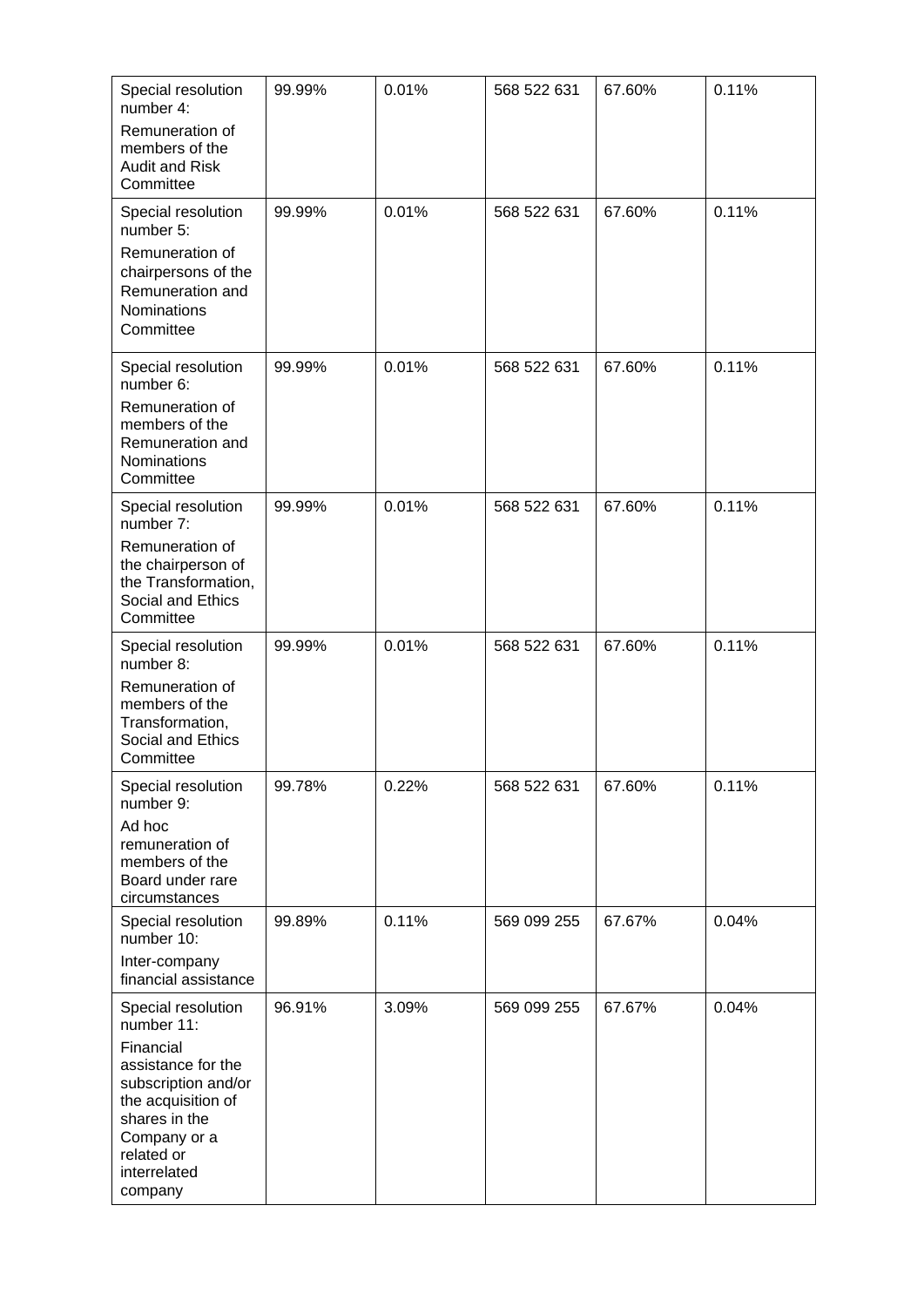| | | | | | |
|---|---|---|---|---|---|
| Special resolution number 4: Remuneration of members of the Audit and Risk Committee | 99.99% | 0.01% | 568 522 631 | 67.60% | 0.11% |
| Special resolution number 5: Remuneration of chairpersons of the Remuneration and Nominations Committee | 99.99% | 0.01% | 568 522 631 | 67.60% | 0.11% |
| Special resolution number 6: Remuneration of members of the Remuneration and Nominations Committee | 99.99% | 0.01% | 568 522 631 | 67.60% | 0.11% |
| Special resolution number 7: Remuneration of the chairperson of the Transformation, Social and Ethics Committee | 99.99% | 0.01% | 568 522 631 | 67.60% | 0.11% |
| Special resolution number 8: Remuneration of members of the Transformation, Social and Ethics Committee | 99.99% | 0.01% | 568 522 631 | 67.60% | 0.11% |
| Special resolution number 9: Ad hoc remuneration of members of the Board under rare circumstances | 99.78% | 0.22% | 568 522 631 | 67.60% | 0.11% |
| Special resolution number 10: Inter-company financial assistance | 99.89% | 0.11% | 569 099 255 | 67.67% | 0.04% |
| Special resolution number 11: Financial assistance for the subscription and/or the acquisition of shares in the Company or a related or interrelated company | 96.91% | 3.09% | 569 099 255 | 67.67% | 0.04% |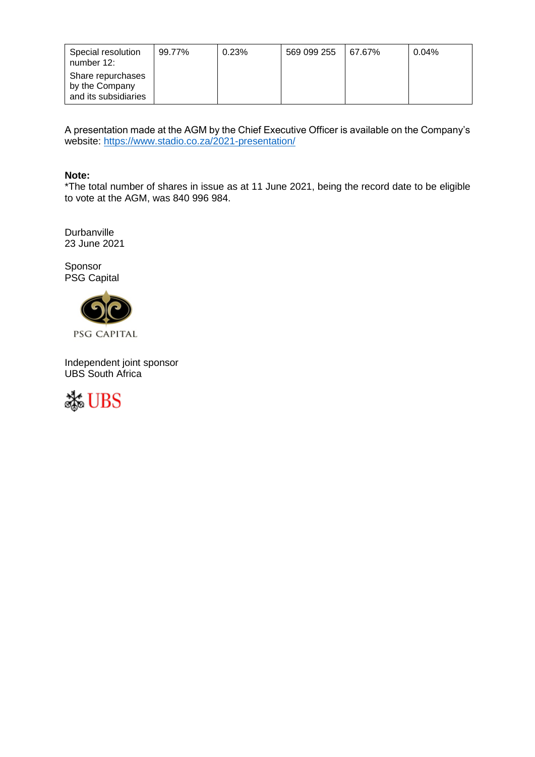| | | | | | |
|---|---|---|---|---|---|
| Special resolution number 12:<br>Share repurchases by the Company and its subsidiaries | 99.77% | 0.23% | 569 099 255 | 67.67% | 0.04% |

A presentation made at the AGM by the Chief Executive Officer is available on the Company's website: https://www.stadio.co.za/2021-presentation/

**Note:**
*The total number of shares in issue as at 11 June 2021, being the record date to be eligible to vote at the AGM, was 840 996 984.

Durbanville
23 June 2021

Sponsor
PSG Capital

PSG CAPITAL

Independent joint sponsor
UBS South Africa

UBS